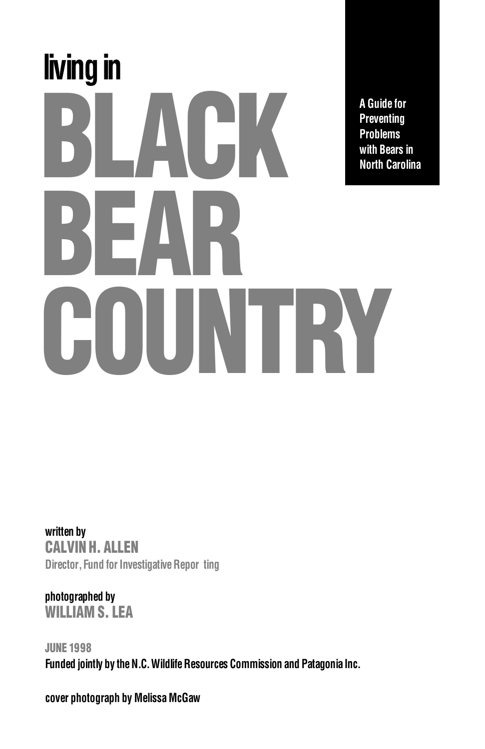# living in BLACK BEAR COUNTRY

A Guide for Preventing Problems with Bears in North Carolina

written by
**CALVIN H. ALLEN**
Director, Fund for Investigative Repor ting

photographed by
**WILLIAM S. LEA**

**JUNE 1998**
Funded jointly by the N.C. Wildlife Resources Commission and Patagonia Inc.

cover photograph by Melissa McGaw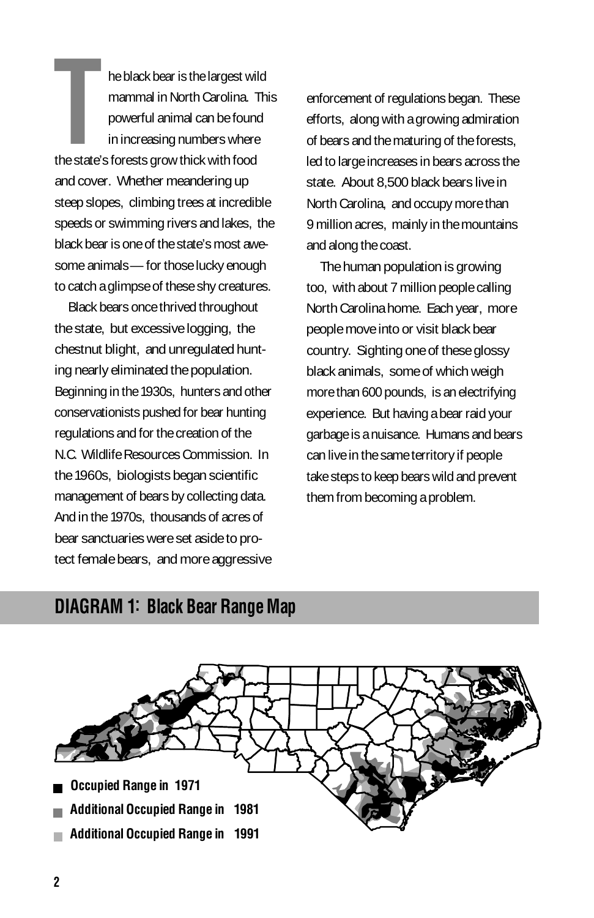The black bear is the largest wild mammal in North Carolina. This powerful animal can be found in increasing numbers where the state's forests grow thick with food and cover. Whether meandering up steep slopes, climbing trees at incredible speeds or swimming rivers and lakes, the black bear is one of the state's most awesome animals — for those lucky enough to catch a glimpse of these shy creatures.

Black bears once thrived throughout the state, but excessive logging, the chestnut blight, and unregulated hunting nearly eliminated the population. Beginning in the 1930s, hunters and other conservationists pushed for bear hunting regulations and for the creation of the N.C. Wildlife Resources Commission. In the 1960s, biologists began scientific management of bears by collecting data. And in the 1970s, thousands of acres of bear sanctuaries were set aside to protect female bears, and more aggressive enforcement of regulations began. These efforts, along with a growing admiration of bears and the maturing of the forests, led to large increases in bears across the state. About 8,500 black bears live in North Carolina, and occupy more than 9 million acres, mainly in the mountains and along the coast.

The human population is growing too, with about 7 million people calling North Carolina home. Each year, more people move into or visit black bear country. Sighting one of these glossy black animals, some of which weigh more than 600 pounds, is an electrifying experience. But having a bear raid your garbage is a nuisance. Humans and bears can live in the same territory if people take steps to keep bears wild and prevent them from becoming a problem.

## DIAGRAM 1: Black Bear Range Map

Occupied Range in 1971

Additional Occupied Range in 1981

Additional Occupied Range in 1991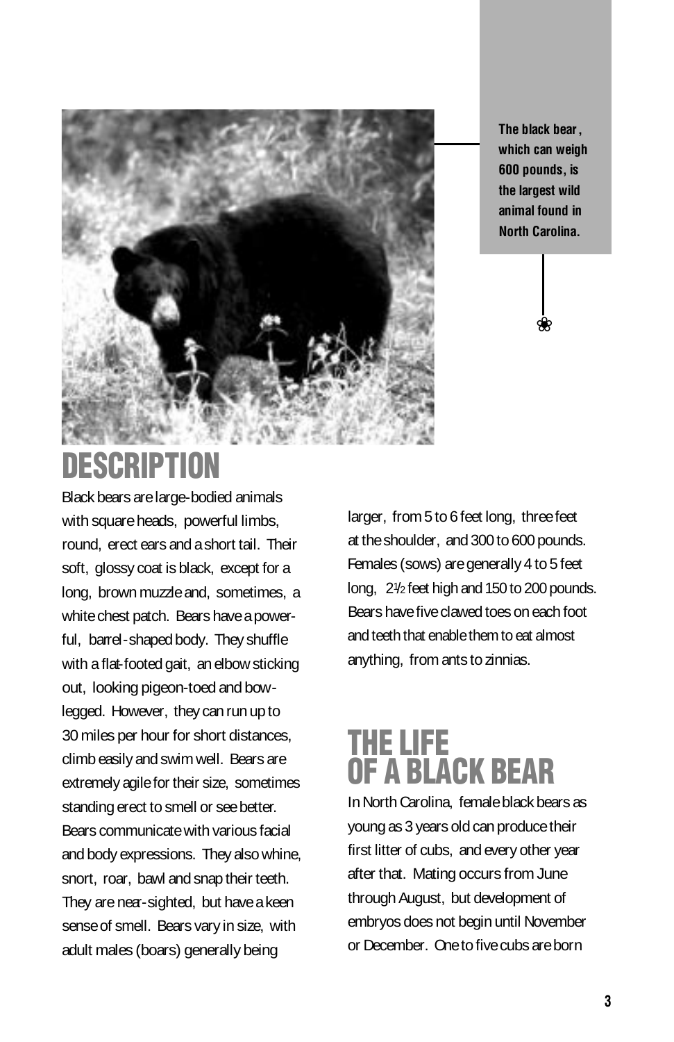The black bear, which can weigh 600 pounds, is the largest wild animal found in North Carolina.

## DESCRIPTION

Black bears are large-bodied animals with square heads, powerful limbs, round, erect ears and a short tail. Their soft, glossy coat is black, except for a long, brown muzzle and, sometimes, a white chest patch. Bears have a powerful, barrel-shaped body. They shuffle with a flat-footed gait, an elbow sticking out, looking pigeon-toed and bow-legged. However, they can run up to 30 miles per hour for short distances, climb easily and swim well. Bears are extremely agile for their size, sometimes standing erect to smell or see better. Bears communicate with various facial and body expressions. They also whine, snort, roar, bawl and snap their teeth. They are near-sighted, but have a keen sense of smell. Bears vary in size, with adult males (boars) generally being larger, from 5 to 6 feet long, three feet at the shoulder, and 300 to 600 pounds. Females (sows) are generally 4 to 5 feet long, 2½ feet high and 150 to 200 pounds. Bears have five clawed toes on each foot and teeth that enable them to eat almost anything, from ants to zinnias.

## THE LIFE OF A BLACK BEAR

In North Carolina, female black bears as young as 3 years old can produce their first litter of cubs, and every other year after that. Mating occurs from June through August, but development of embryos does not begin until November or December. One to five cubs are born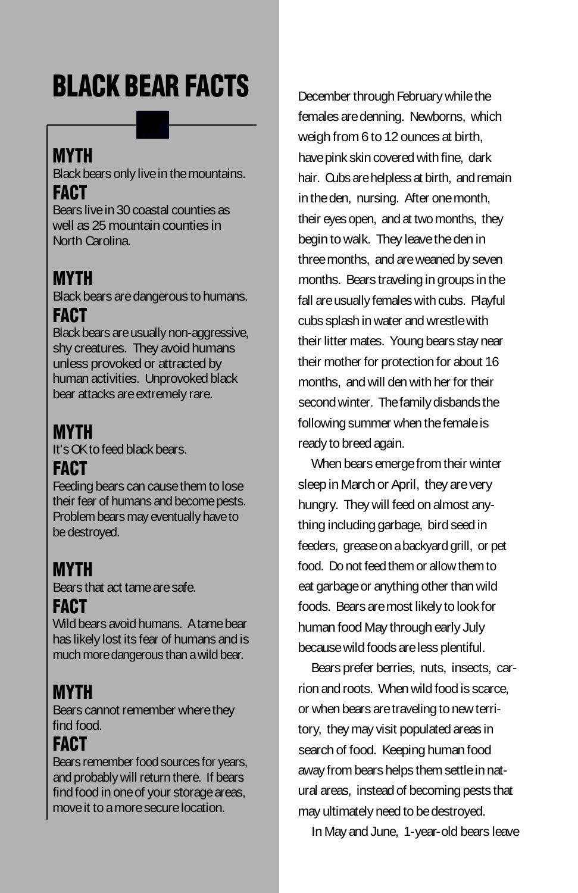# BLACK BEAR FACTS

## MYTH

Black bears only live in the mountains.

## FACT

Bears live in 30 coastal counties as well as 25 mountain counties in North Carolina.

## MYTH

Black bears are dangerous to humans.

## FACT

Black bears are usually non-aggressive, shy creatures. They avoid humans unless provoked or attracted by human activities. Unprovoked black bear attacks are extremely rare.

## MYTH

It's OK to feed black bears.

## FACT

Feeding bears can cause them to lose their fear of humans and become pests. Problem bears may eventually have to be destroyed.

## MYTH

Bears that act tame are safe.

## FACT

Wild bears avoid humans. A tame bear has likely lost its fear of humans and is much more dangerous than a wild bear.

## MYTH

Bears cannot remember where they find food.

## FACT

Bears remember food sources for years, and probably will return there. If bears find food in one of your storage areas, move it to a more secure location.

December through February while the females are denning. Newborns, which weigh from 6 to 12 ounces at birth, have pink skin covered with fine, dark hair. Cubs are helpless at birth, and remain in the den, nursing. After one month, their eyes open, and at two months, they begin to walk. They leave the den in three months, and are weaned by seven months. Bears traveling in groups in the fall are usually females with cubs. Playful cubs splash in water and wrestle with their litter mates. Young bears stay near their mother for protection for about 16 months, and will den with her for their second winter. The family disbands the following summer when the female is ready to breed again.

When bears emerge from their winter sleep in March or April, they are very hungry. They will feed on almost anything including garbage, bird seed in feeders, grease on a backyard grill, or pet food. Do not feed them or allow them to eat garbage or anything other than wild foods. Bears are most likely to look for human food May through early July because wild foods are less plentiful.

Bears prefer berries, nuts, insects, carrion and roots. When wild food is scarce, or when bears are traveling to new territory, they may visit populated areas in search of food. Keeping human food away from bears helps them settle in natural areas, instead of becoming pests that may ultimately need to be destroyed.

In May and June, 1-year-old bears leave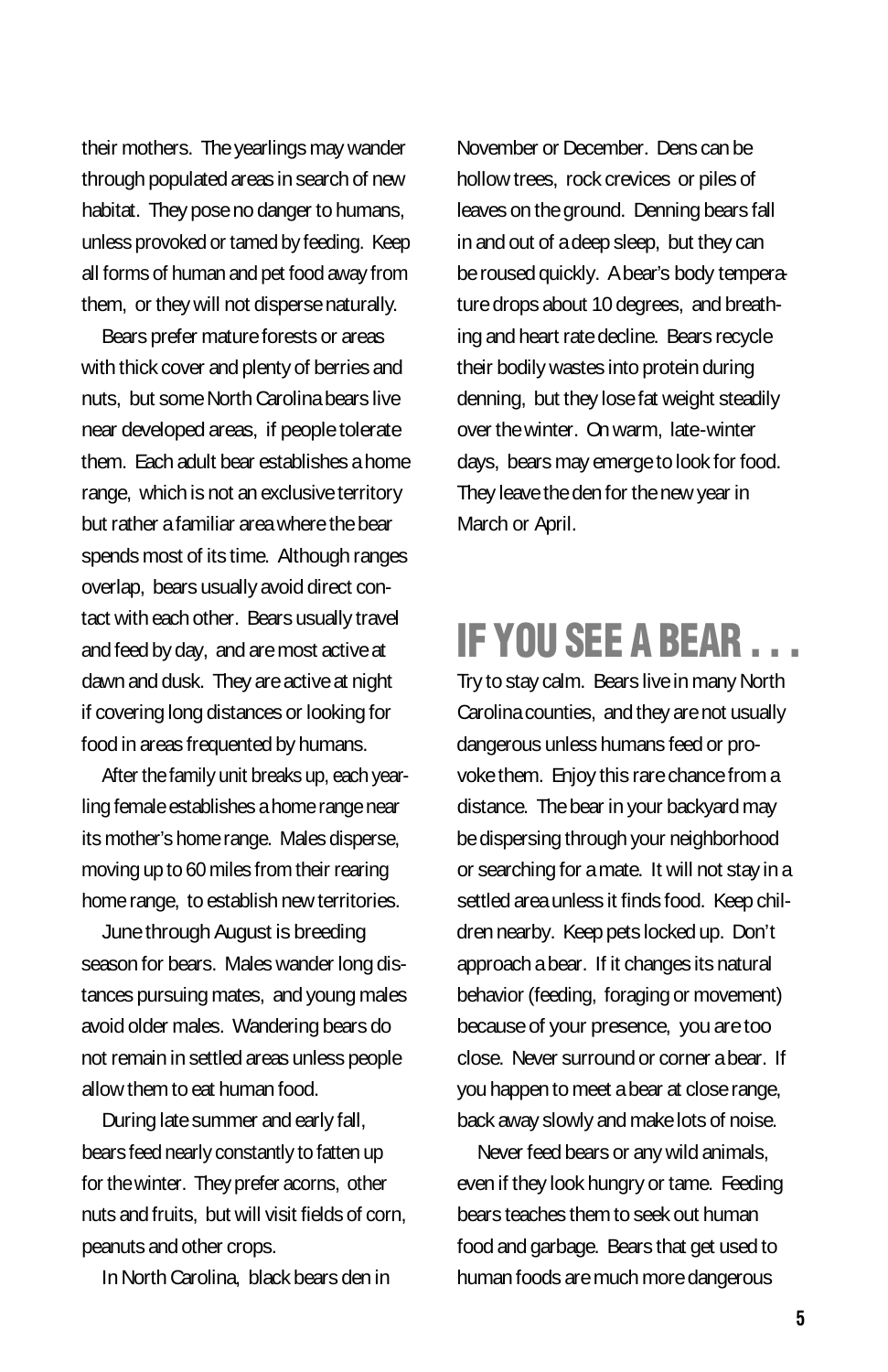their mothers. The yearlings may wander through populated areas in search of new habitat. They pose no danger to humans, unless provoked or tamed by feeding. Keep all forms of human and pet food away from them, or they will not disperse naturally.

Bears prefer mature forests or areas with thick cover and plenty of berries and nuts, but some North Carolina bears live near developed areas, if people tolerate them. Each adult bear establishes a home range, which is not an exclusive territory but rather a familiar area where the bear spends most of its time. Although ranges overlap, bears usually avoid direct contact with each other. Bears usually travel and feed by day, and are most active at dawn and dusk. They are active at night if covering long distances or looking for food in areas frequented by humans.

After the family unit breaks up, each yearling female establishes a home range near its mother's home range. Males disperse, moving up to 60 miles from their rearing home range, to establish new territories.

June through August is breeding season for bears. Males wander long distances pursuing mates, and young males avoid older males. Wandering bears do not remain in settled areas unless people allow them to eat human food.

During late summer and early fall, bears feed nearly constantly to fatten up for the winter. They prefer acorns, other nuts and fruits, but will visit fields of corn, peanuts and other crops.

In North Carolina, black bears den in November or December. Dens can be hollow trees, rock crevices or piles of leaves on the ground. Denning bears fall in and out of a deep sleep, but they can be roused quickly. A bear's body temperature drops about 10 degrees, and breathing and heart rate decline. Bears recycle their bodily wastes into protein during denning, but they lose fat weight steadily over the winter. On warm, late-winter days, bears may emerge to look for food. They leave the den for the new year in March or April.

## IF YOU SEE A BEAR . . .

Try to stay calm. Bears live in many North Carolina counties, and they are not usually dangerous unless humans feed or provoke them. Enjoy this rare chance from a distance. The bear in your backyard may be dispersing through your neighborhood or searching for a mate. It will not stay in a settled area unless it finds food. Keep children nearby. Keep pets locked up. Don't approach a bear. If it changes its natural behavior (feeding, foraging or movement) because of your presence, you are too close. Never surround or corner a bear. If you happen to meet a bear at close range, back away slowly and make lots of noise.

Never feed bears or any wild animals, even if they look hungry or tame. Feeding bears teaches them to seek out human food and garbage. Bears that get used to human foods are much more dangerous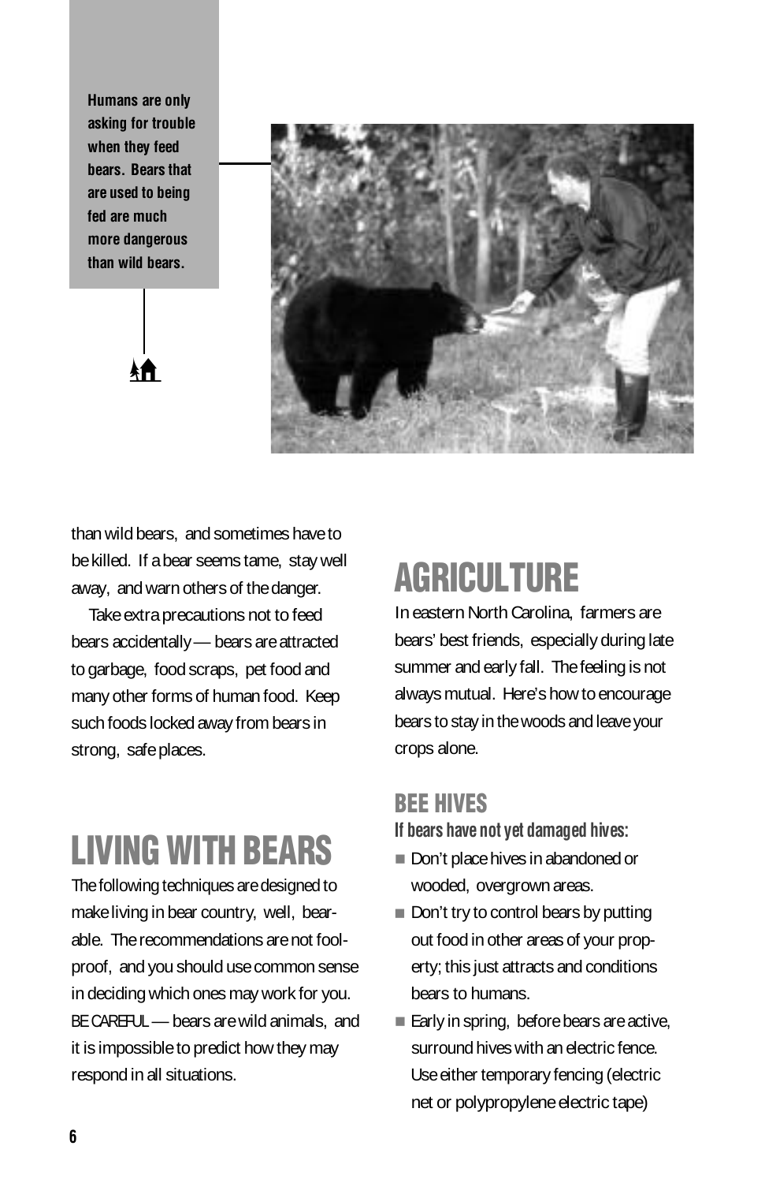**Humans are only asking for trouble when they feed bears. Bears that are used to being fed are much more dangerous than wild bears.**

than wild bears, and sometimes have to be killed. If a bear seems tame, stay well away, and warn others of the danger.

Take extra precautions not to feed bears accidentally — bears are attracted to garbage, food scraps, pet food and many other forms of human food. Keep such foods locked away from bears in strong, safe places.

# LIVING WITH BEARS

The following techniques are designed to make living in bear country, well, bear-able. The recommendations are not fool-proof, and you should use common sense in deciding which ones may work for you. BE CAREFUL — bears are wild animals, and it is impossible to predict how they may respond in all situations.

# AGRICULTURE

In eastern North Carolina, farmers are bears' best friends, especially during late summer and early fall. The feeling is not always mutual. Here's how to encourage bears to stay in the woods and leave your crops alone.

## BEE HIVES

**If bears have not yet damaged hives:**

- Don't place hives in abandoned or wooded, overgrown areas.
- Don't try to control bears by putting out food in other areas of your property; this just attracts and conditions bears to humans.
- Early in spring, before bears are active, surround hives with an electric fence. Use either temporary fencing (electric net or polypropylene electric tape)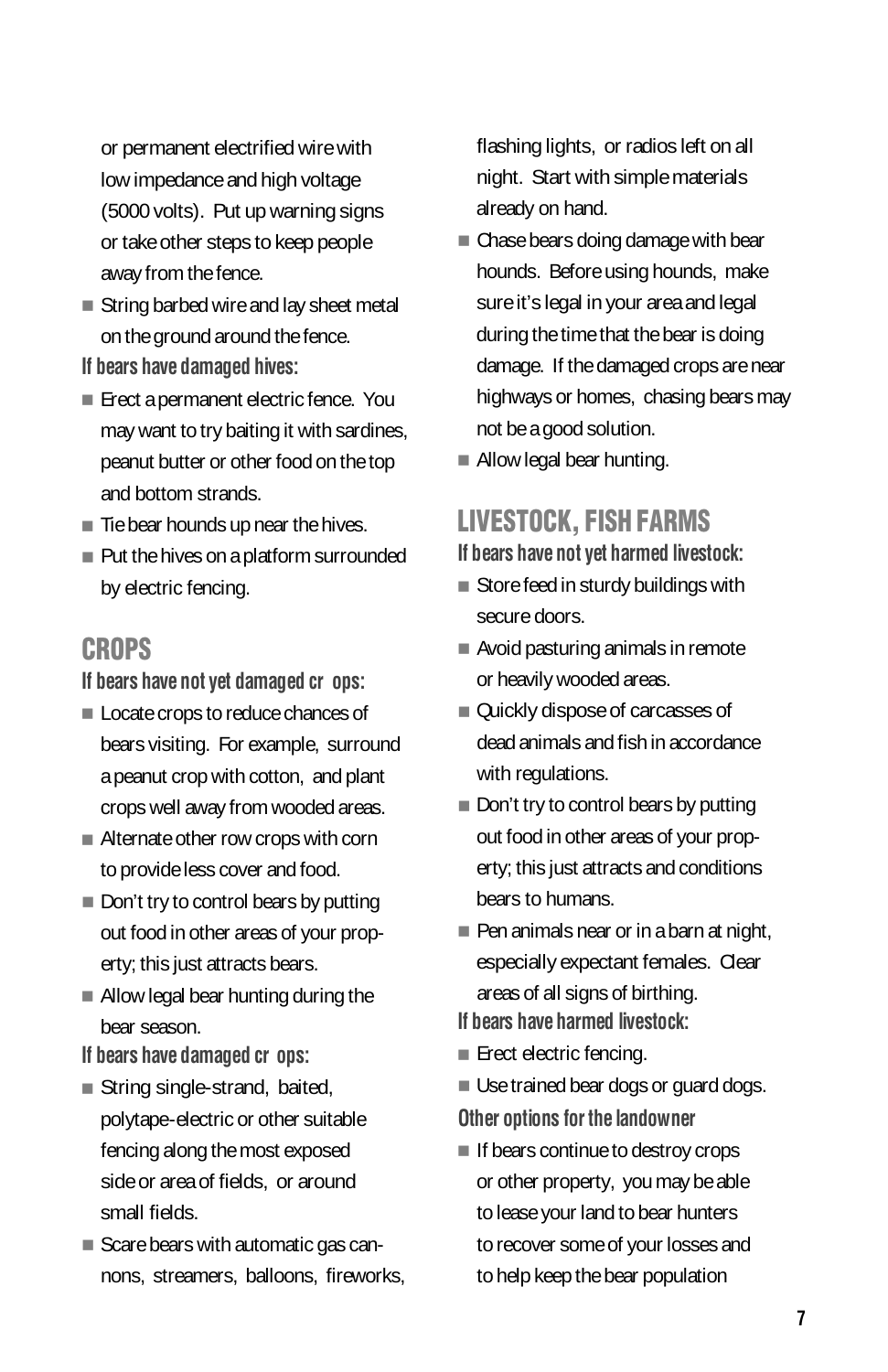or permanent electrified wire with low impedance and high voltage (5000 volts). Put up warning signs or take other steps to keep people away from the fence.

- String barbed wire and lay sheet metal on the ground around the fence.

### If bears have damaged hives:

- Erect a permanent electric fence. You may want to try baiting it with sardines, peanut butter or other food on the top and bottom strands.
- Tie bear hounds up near the hives.
- Put the hives on a platform surrounded by electric fencing.

## CROPS

### If bears have not yet damaged crops:

- Locate crops to reduce chances of bears visiting. For example, surround a peanut crop with cotton, and plant crops well away from wooded areas.
- Alternate other row crops with corn to provide less cover and food.
- Don't try to control bears by putting out food in other areas of your property; this just attracts bears.
- Allow legal bear hunting during the bear season.

### If bears have damaged crops:

- String single-strand, baited, polytape-electric or other suitable fencing along the most exposed side or area of fields, or around small fields.
- Scare bears with automatic gas cannons, streamers, balloons, fireworks, flashing lights, or radios left on all night. Start with simple materials already on hand.
- Chase bears doing damage with bear hounds. Before using hounds, make sure it's legal in your area and legal during the time that the bear is doing damage. If the damaged crops are near highways or homes, chasing bears may not be a good solution.
- Allow legal bear hunting.

## LIVESTOCK, FISH FARMS

### If bears have not yet harmed livestock:

- Store feed in sturdy buildings with secure doors.
- Avoid pasturing animals in remote or heavily wooded areas.
- Quickly dispose of carcasses of dead animals and fish in accordance with regulations.
- Don't try to control bears by putting out food in other areas of your property; this just attracts and conditions bears to humans.
- Pen animals near or in a barn at night, especially expectant females. Clear areas of all signs of birthing.

### If bears have harmed livestock:

- Erect electric fencing.
- Use trained bear dogs or guard dogs.

### Other options for the landowner

- If bears continue to destroy crops or other property, you may be able to lease your land to bear hunters to recover some of your losses and to help keep the bear population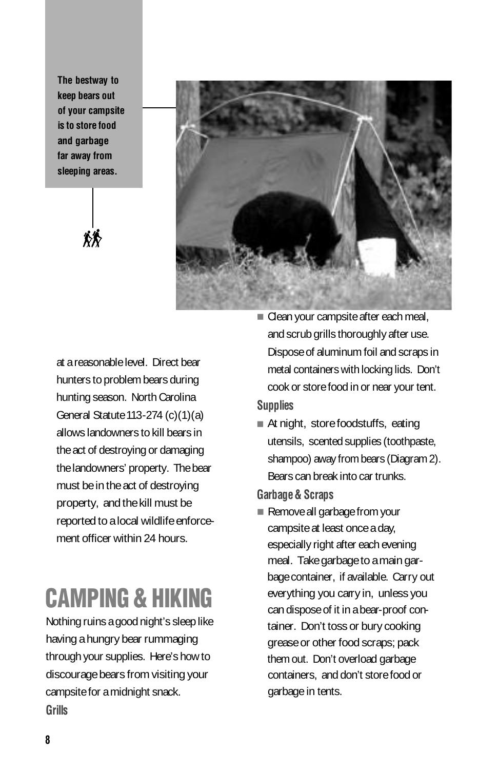**The bestway to keep bears out of your campsite is to store food and garbage far away from sleeping areas.**

at a reasonable level. Direct bear hunters to problem bears during hunting season. North Carolina General Statute 113-274 (c)(1)(a) allows landowners to kill bears in the act of destroying or damaging the landowners' property. The bear must be in the act of destroying property, and the kill must be reported to a local wildlife enforcement officer within 24 hours.

# CAMPING & HIKING

Nothing ruins a good night's sleep like having a hungry bear rummaging through your supplies. Here's how to discourage bears from visiting your campsite for a midnight snack.

### Grills

- Clean your campsite after each meal, and scrub grills thoroughly after use. Dispose of aluminum foil and scraps in metal containers with locking lids. Don't cook or store food in or near your tent.

### Supplies

- At night, store foodstuffs, eating utensils, scented supplies (toothpaste, shampoo) away from bears (Diagram 2). Bears can break into car trunks.

### Garbage & Scraps

- Remove all garbage from your campsite at least once a day, especially right after each evening meal. Take garbage to a main garbage container, if available. Carry out everything you carry in, unless you can dispose of it in a bear-proof container. Don't toss or bury cooking grease or other food scraps; pack them out. Don't overload garbage containers, and don't store food or garbage in tents.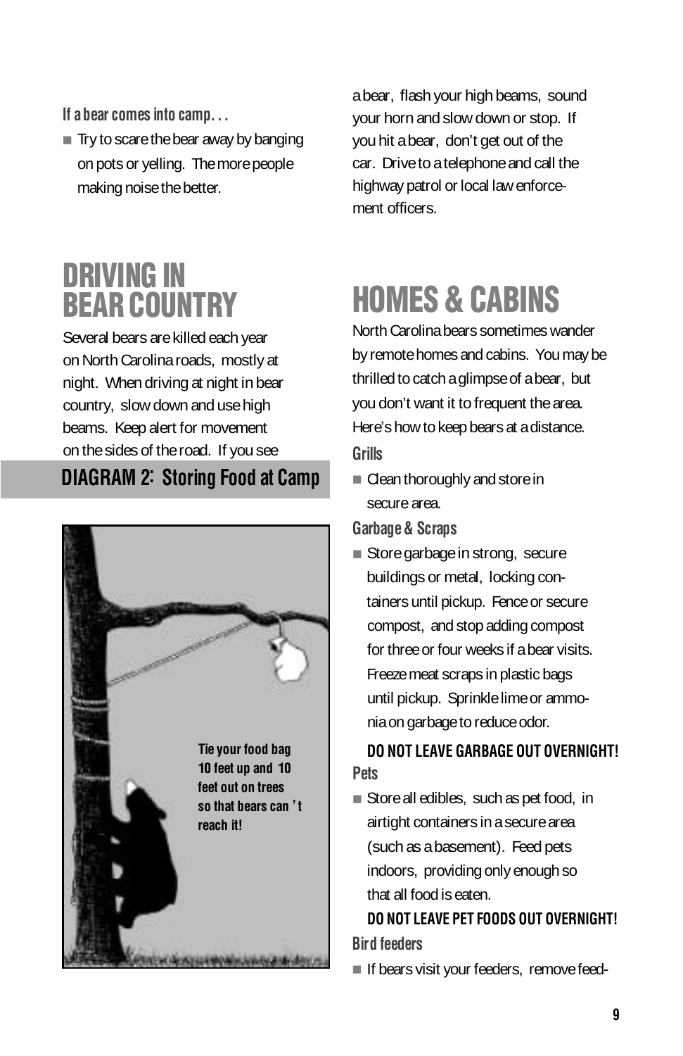**If a bear comes into camp...**

- Try to scare the bear away by banging on pots or yelling. The more people making noise the better.

# DRIVING IN BEAR COUNTRY

Several bears are killed each year on North Carolina roads, mostly at night. When driving at night in bear country, slow down and use high beams. Keep alert for movement on the sides of the road. If you see a bear, flash your high beams, sound your horn and slow down or stop. If you hit a bear, don't get out of the car. Drive to a telephone and call the highway patrol or local law enforcement officers.

**DIAGRAM 2: Storing Food at Camp**

Tie your food bag 10 feet up and 10 feet out on trees so that bears can't reach it!

# HOMES & CABINS

North Carolina bears sometimes wander by remote homes and cabins. You may be thrilled to catch a glimpse of a bear, but you don't want it to frequent the area. Here's how to keep bears at a distance.

### Grills

- Clean thoroughly and store in secure area.

### Garbage & Scraps

- Store garbage in strong, secure buildings or metal, locking containers until pickup. Fence or secure compost, and stop adding compost for three or four weeks if a bear visits. Freeze meat scraps in plastic bags until pickup. Sprinkle lime or ammonia on garbage to reduce odor.

**DO NOT LEAVE GARBAGE OUT OVERNIGHT!**

### Pets

- Store all edibles, such as pet food, in airtight containers in a secure area (such as a basement). Feed pets indoors, providing only enough so that all food is eaten.

**DO NOT LEAVE PET FOODS OUT OVERNIGHT!**

### Bird feeders

- If bears visit your feeders, remove feed-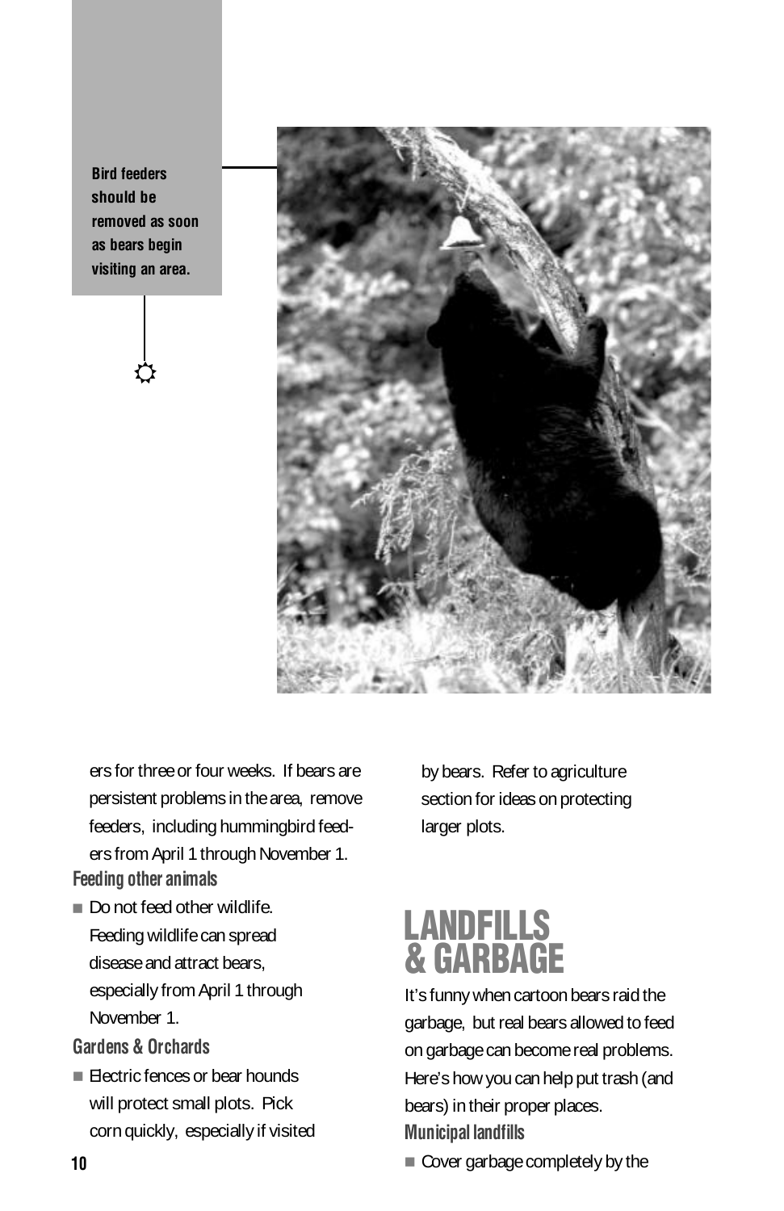Bird feeders should be removed as soon as bears begin visiting an area.

ers for three or four weeks. If bears are persistent problems in the area, remove feeders, including hummingbird feeders from April 1 through November 1.

### Feeding other animals

- Do not feed other wildlife. Feeding wildlife can spread disease and attract bears, especially from April 1 through November 1.

### Gardens & Orchards

- Electric fences or bear hounds will protect small plots. Pick corn quickly, especially if visited by bears. Refer to agriculture section for ideas on protecting larger plots.

## LANDFILLS & GARBAGE

It's funny when cartoon bears raid the garbage, but real bears allowed to feed on garbage can become real problems. Here's how you can help put trash (and bears) in their proper places.

### Municipal landfills

- Cover garbage completely by the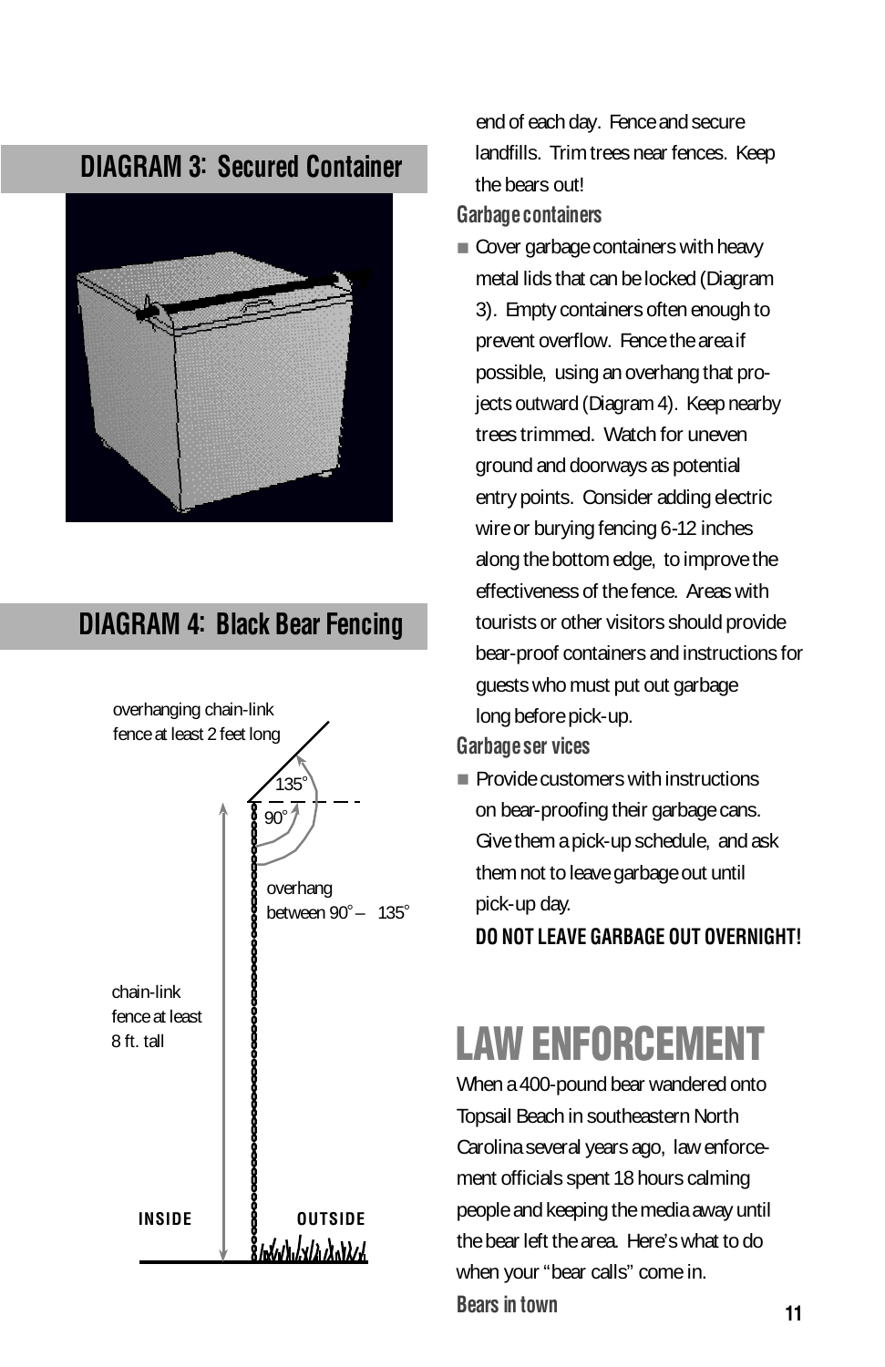## DIAGRAM 3: Secured Container

## DIAGRAM 4: Black Bear Fencing

overhanging chain-link fence at least 2 feet long

135°

90°

overhang between 90° – 135°

chain-link fence at least 8 ft. tall

INSIDE

OUTSIDE

end of each day. Fence and secure landfills. Trim trees near fences. Keep the bears out!

**Garbage containers**

- Cover garbage containers with heavy metal lids that can be locked (Diagram 3). Empty containers often enough to prevent overflow. Fence the area if possible, using an overhang that projects outward (Diagram 4). Keep nearby trees trimmed. Watch for uneven ground and doorways as potential entry points. Consider adding electric wire or burying fencing 6-12 inches along the bottom edge, to improve the effectiveness of the fence. Areas with tourists or other visitors should provide bear-proof containers and instructions for guests who must put out garbage long before pick-up.

**Garbage ser vices**

- Provide customers with instructions on bear-proofing their garbage cans. Give them a pick-up schedule, and ask them not to leave garbage out until pick-up day.

  **DO NOT LEAVE GARBAGE OUT OVERNIGHT!**

# LAW ENFORCEMENT

When a 400-pound bear wandered onto Topsail Beach in southeastern North Carolina several years ago, law enforcement officials spent 18 hours calming people and keeping the media away until the bear left the area. Here's what to do when your "bear calls" come in.

**Bears in town**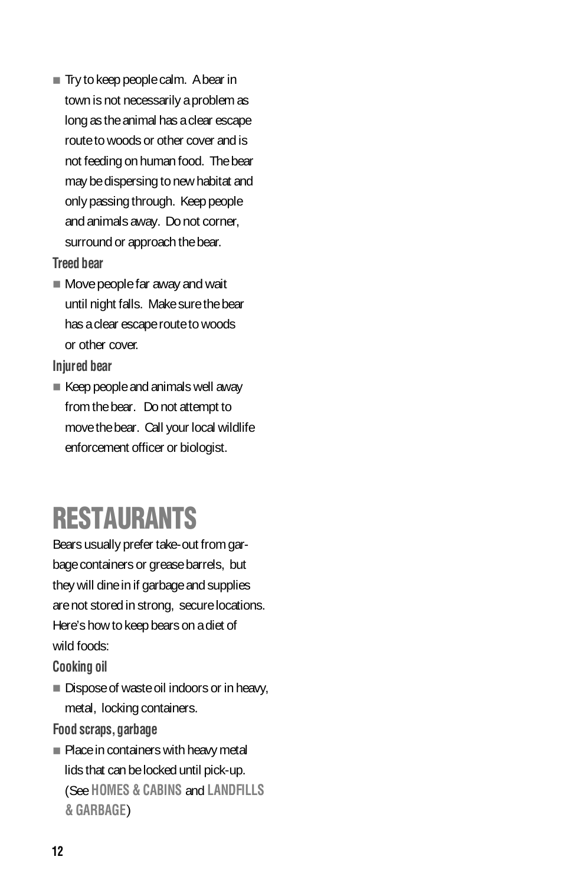- Try to keep people calm. A bear in town is not necessarily a problem as long as the animal has a clear escape route to woods or other cover and is not feeding on human food. The bear may be dispersing to new habitat and only passing through. Keep people and animals away. Do not corner, surround or approach the bear.

### Treed bear

- Move people far away and wait until night falls. Make sure the bear has a clear escape route to woods or other cover.

### Injured bear

- Keep people and animals well away from the bear. Do not attempt to move the bear. Call your local wildlife enforcement officer or biologist.

# RESTAURANTS

Bears usually prefer take-out from garbage containers or grease barrels, but they will dine in if garbage and supplies are not stored in strong, secure locations. Here's how to keep bears on a diet of wild foods:

### Cooking oil

- Dispose of waste oil indoors or in heavy, metal, locking containers.

### Food scraps, garbage

- Place in containers with heavy metal lids that can be locked until pick-up. (See **HOMES & CABINS** and **LANDFILLS & GARBAGE**)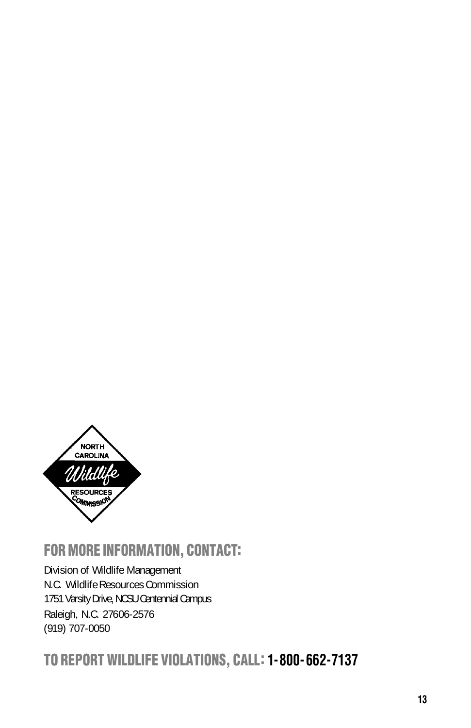## FOR MORE INFORMATION, CONTACT:

Division of Wildlife Management
N.C. Wildlife Resources Commission
1751 Varsity Drive, NCSU Centennial Campus
Raleigh, N.C. 27606-2576
(919) 707-0050

## TO REPORT WILDLIFE VIOLATIONS, CALL: 1-800-662-7137